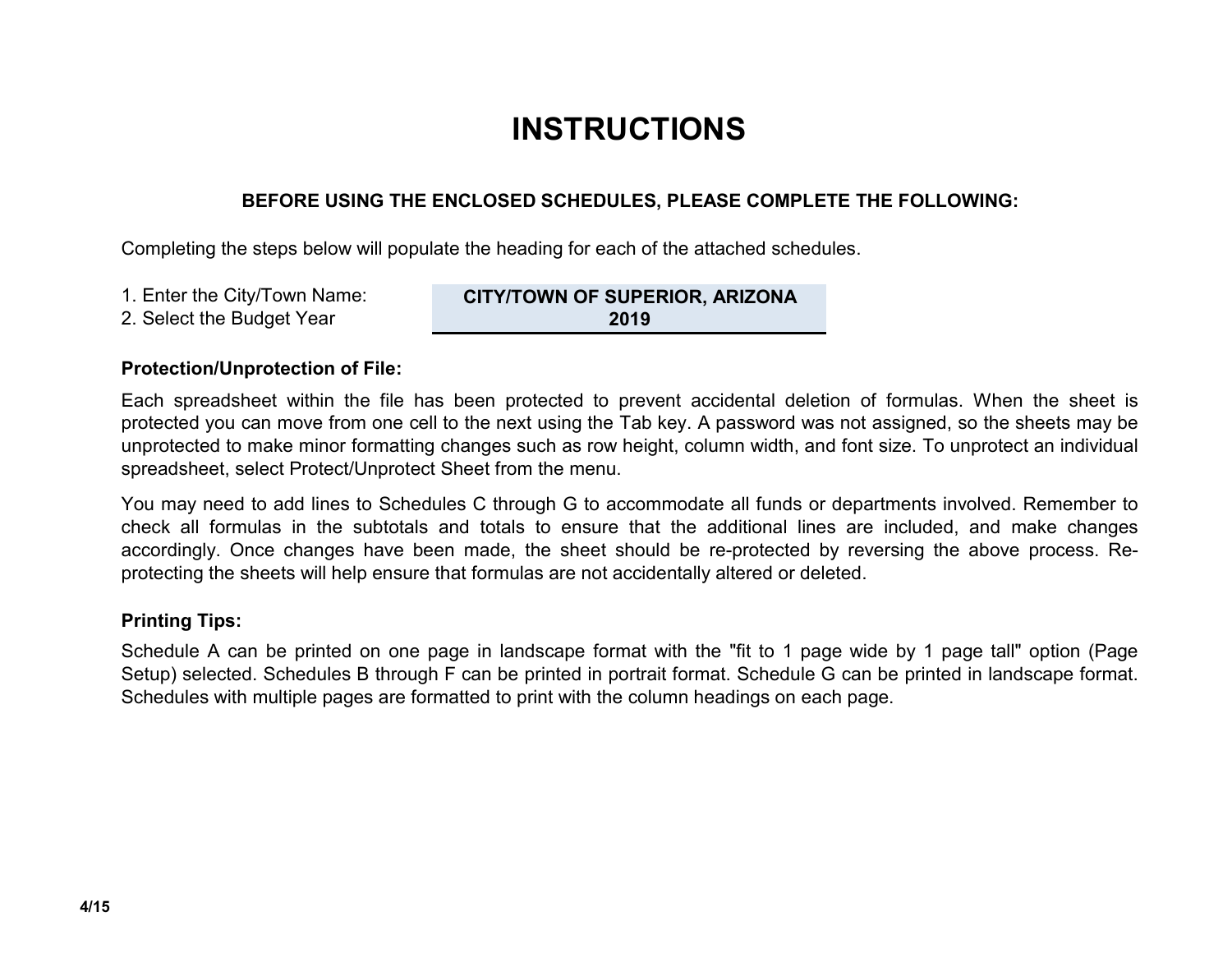# INSTRUCTIONS

**BEFORE USING THE ENCLOSED SCHEDULES, PLEASE COMPLETE THE FOLLOWING:**

Completing the steps below will populate the heading for each of the attached schedules.

| | |
|---|---|
| 1. Enter the City/Town Name: | **CITY/TOWN OF SUPERIOR, ARIZONA** |
| 2. Select the Budget Year | **2019** |

**Protection/Unprotection of File:**

Each spreadsheet within the file has been protected to prevent accidental deletion of formulas. When the sheet is protected you can move from one cell to the next using the Tab key. A password was not assigned, so the sheets may be unprotected to make minor formatting changes such as row height, column width, and font size. To unprotect an individual spreadsheet, select Protect/Unprotect Sheet from the menu.

You may need to add lines to Schedules C through G to accommodate all funds or departments involved. Remember to check all formulas in the subtotals and totals to ensure that the additional lines are included, and make changes accordingly. Once changes have been made, the sheet should be re-protected by reversing the above process. Re-protecting the sheets will help ensure that formulas are not accidentally altered or deleted.

**Printing Tips:**

Schedule A can be printed on one page in landscape format with the "fit to 1 page wide by 1 page tall" option (Page Setup) selected. Schedules B through F can be printed in portrait format. Schedule G can be printed in landscape format. Schedules with multiple pages are formatted to print with the column headings on each page.

4/15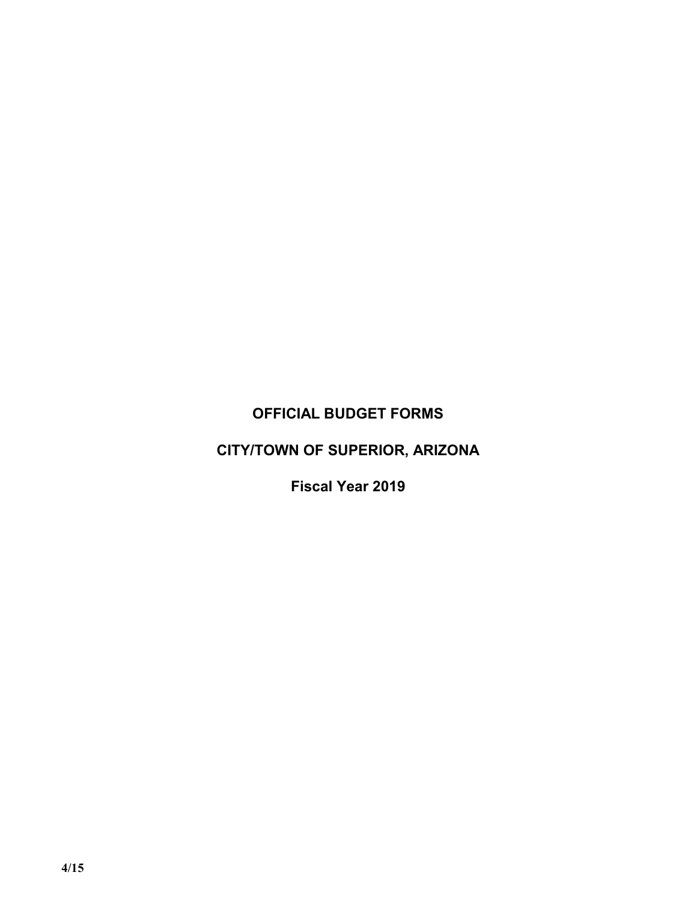# OFFICIAL BUDGET FORMS

# CITY/TOWN OF SUPERIOR, ARIZONA

## Fiscal Year 2019

4/15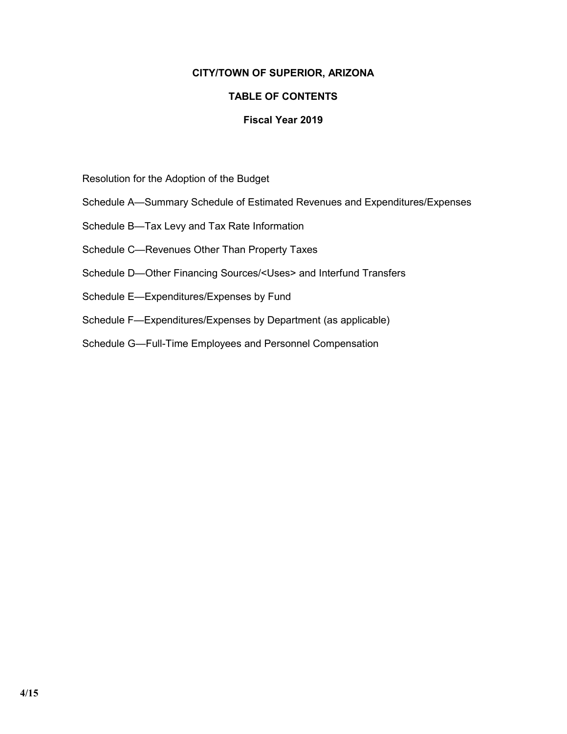# CITY/TOWN OF SUPERIOR, ARIZONA

## TABLE OF CONTENTS

### Fiscal Year 2019

Resolution for the Adoption of the Budget

Schedule A—Summary Schedule of Estimated Revenues and Expenditures/Expenses

Schedule B—Tax Levy and Tax Rate Information

Schedule C—Revenues Other Than Property Taxes

Schedule D—Other Financing Sources/<Uses> and Interfund Transfers

Schedule E—Expenditures/Expenses by Fund

Schedule F—Expenditures/Expenses by Department (as applicable)

Schedule G—Full-Time Employees and Personnel Compensation

4/15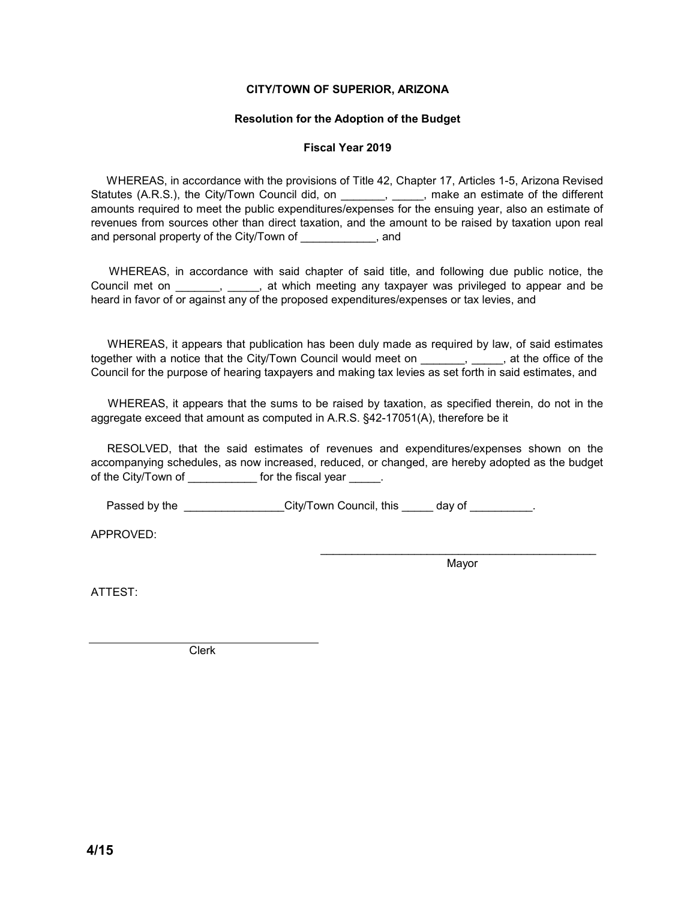**CITY/TOWN OF SUPERIOR, ARIZONA**

**Resolution for the Adoption of the Budget**

**Fiscal Year 2019**

WHEREAS, in accordance with the provisions of Title 42, Chapter 17, Articles 1-5, Arizona Revised Statutes (A.R.S.), the City/Town Council did, on _______, _____, make an estimate of the different amounts required to meet the public expenditures/expenses for the ensuing year, also an estimate of revenues from sources other than direct taxation, and the amount to be raised by taxation upon real and personal property of the City/Town of ____________, and

WHEREAS, in accordance with said chapter of said title, and following due public notice, the Council met on _______, _____, at which meeting any taxpayer was privileged to appear and be heard in favor of or against any of the proposed expenditures/expenses or tax levies, and

WHEREAS, it appears that publication has been duly made as required by law, of said estimates together with a notice that the City/Town Council would meet on _______, _____, at the office of the Council for the purpose of hearing taxpayers and making tax levies as set forth in said estimates, and

WHEREAS, it appears that the sums to be raised by taxation, as specified therein, do not in the aggregate exceed that amount as computed in A.R.S. §42-17051(A), therefore be it

RESOLVED, that the said estimates of revenues and expenditures/expenses shown on the accompanying schedules, as now increased, reduced, or changed, are hereby adopted as the budget of the City/Town of ___________ for the fiscal year _____.

Passed by the ________________City/Town Council, this _____ day of __________.

APPROVED:

_______________________________________________
Mayor

ATTEST:

_______________________________________
Clerk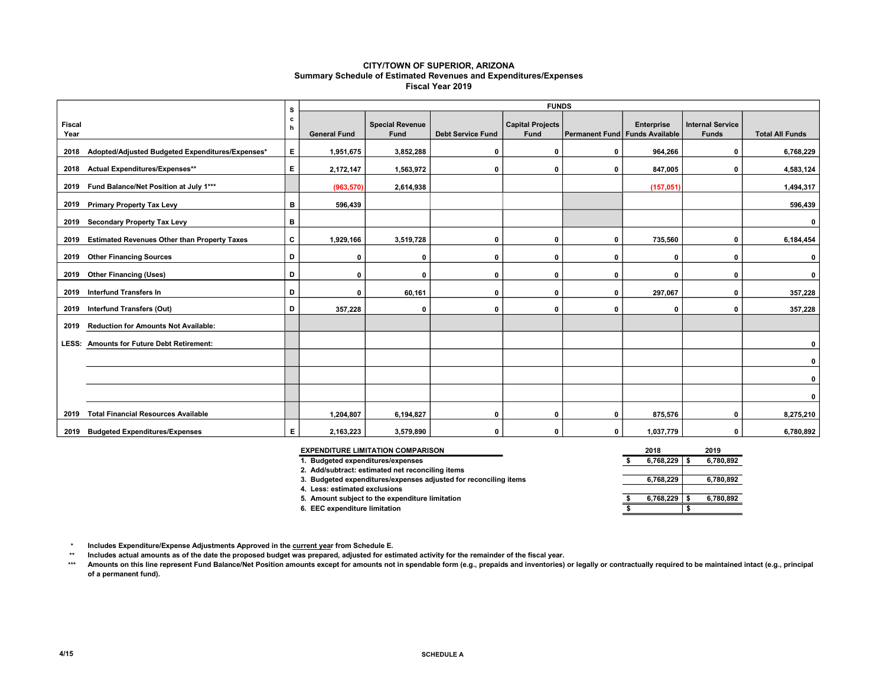# CITY/TOWN OF SUPERIOR, ARIZONA
## Summary Schedule of Estimated Revenues and Expenditures/Expenses
### Fiscal Year 2019

| Fiscal Year | | Sch | FUNDS | | | | | | | |
|---|---|---|---|---|---|---|---|---|---|---|
| | | | General Fund | Special Revenue Fund | Debt Service Fund | Capital Projects Fund | Permanent Fund | Enterprise Funds Available | Internal Service Funds | Total All Funds |
| 2018 | Adopted/Adjusted Budgeted Expenditures/Expenses* | E | 1,951,675 | 3,852,288 | 0 | 0 | 0 | 964,266 | 0 | 6,768,229 |
| 2018 | Actual Expenditures/Expenses** | E | 2,172,147 | 1,563,972 | 0 | 0 | 0 | 847,005 | 0 | 4,583,124 |
| 2019 | Fund Balance/Net Position at July 1*** | | (963,570) | 2,614,938 | | | | (157,051) | | 1,494,317 |
| 2019 | Primary Property Tax Levy | B | 596,439 | | | | | | | 596,439 |
| 2019 | Secondary Property Tax Levy | B | | | | | | | | 0 |
| 2019 | Estimated Revenues Other than Property Taxes | C | 1,929,166 | 3,519,728 | 0 | 0 | 0 | 735,560 | 0 | 6,184,454 |
| 2019 | Other Financing Sources | D | 0 | 0 | 0 | 0 | 0 | 0 | 0 | 0 |
| 2019 | Other Financing (Uses) | D | 0 | 0 | 0 | 0 | 0 | 0 | 0 | 0 |
| 2019 | Interfund Transfers In | D | 0 | 60,161 | 0 | 0 | 0 | 297,067 | 0 | 357,228 |
| 2019 | Interfund Transfers (Out) | D | 357,228 | 0 | 0 | 0 | 0 | 0 | 0 | 357,228 |
| 2019 | Reduction for Amounts Not Available: | | | | | | | | | |
| LESS: | Amounts for Future Debt Retirement: | | | | | | | | | 0 |
| | | | | | | | | | | 0 |
| | | | | | | | | | | 0 |
| | | | | | | | | | | 0 |
| 2019 | Total Financial Resources Available | | 1,204,807 | 6,194,827 | 0 | 0 | 0 | 875,576 | 0 | 8,275,210 |
| 2019 | Budgeted Expenditures/Expenses | E | 2,163,223 | 3,579,890 | 0 | 0 | 0 | 1,037,779 | 0 | 6,780,892 |

| EXPENDITURE LIMITATION COMPARISON | 2018 | 2019 |
|---|---|---|
| 1. Budgeted expenditures/expenses | $ 6,768,229 | $ 6,780,892 |
| 2. Add/subtract: estimated net reconciling items | | |
| 3. Budgeted expenditures/expenses adjusted for reconciling items | 6,768,229 | 6,780,892 |
| 4. Less: estimated exclusions | | |
| 5. Amount subject to the expenditure limitation | $ 6,768,229 | $ 6,780,892 |
| 6. EEC expenditure limitation | $ | $ |

\* Includes Expenditure/Expense Adjustments Approved in the current year from Schedule E.

\** Includes actual amounts as of the date the proposed budget was prepared, adjusted for estimated activity for the remainder of the fiscal year.

\*** Amounts on this line represent Fund Balance/Net Position amounts except for amounts not in spendable form (e.g., prepaids and inventories) or legally or contractually required to be maintained intact (e.g., principal of a permanent fund).

4/15

SCHEDULE A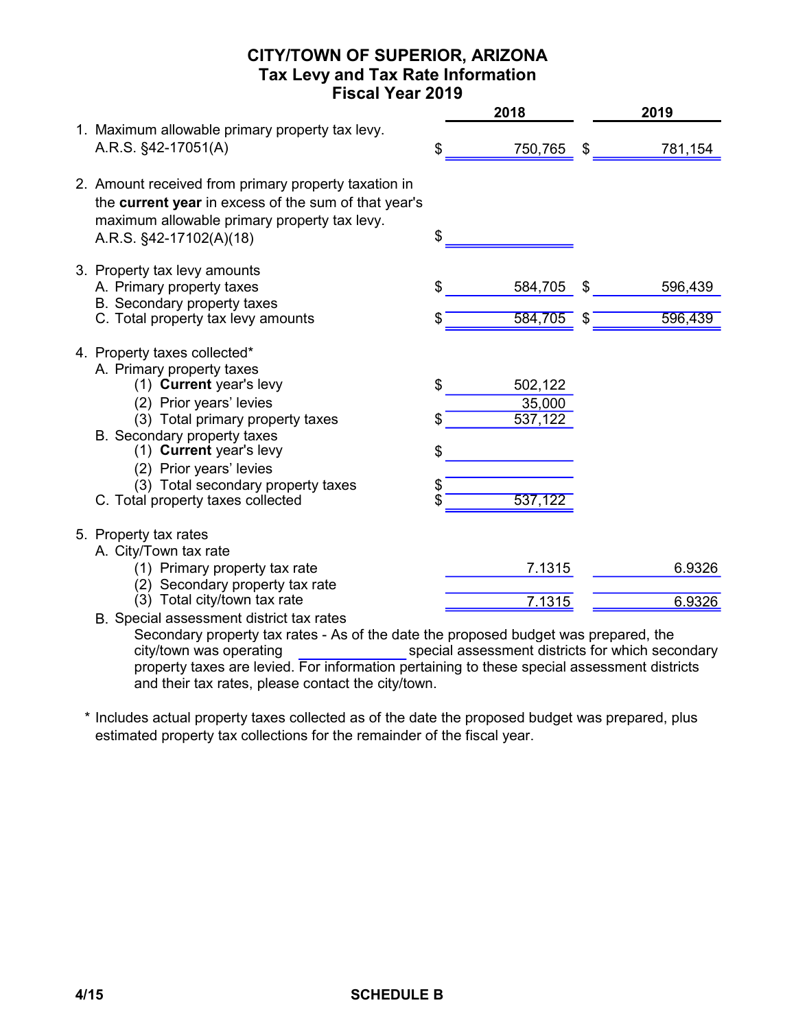# CITY/TOWN OF SUPERIOR, ARIZONA
## Tax Levy and Tax Rate Information
## Fiscal Year 2019

| | 2018 | 2019 |
|---|---|---|
| 1. Maximum allowable primary property tax levy. A.R.S. §42-17051(A) | $ 750,765 | $ 781,154 |
| 2. Amount received from primary property taxation in the **current year** in excess of the sum of that year's maximum allowable primary property tax levy. A.R.S. §42-17102(A)(18) | $ | |
| 3. Property tax levy amounts | | |
| A. Primary property taxes | $ 584,705 | $ 596,439 |
| B. Secondary property taxes | | |
| C. Total property tax levy amounts | $ 584,705 | $ 596,439 |
| 4. Property taxes collected* | | |
| A. Primary property taxes | | |
| (1) **Current** year's levy | $ 502,122 | |
| (2) Prior years' levies | 35,000 | |
| (3) Total primary property taxes | $ 537,122 | |
| B. Secondary property taxes | | |
| (1) **Current** year's levy | $ | |
| (2) Prior years' levies | | |
| (3) Total secondary property taxes | $ | |
| C. Total property taxes collected | $ 537,122 | |
| 5. Property tax rates | | |
| A. City/Town tax rate | | |
| (1) Primary property tax rate | 7.1315 | 6.9326 |
| (2) Secondary property tax rate | | |
| (3) Total city/town tax rate | 7.1315 | 6.9326 |

B. Special assessment district tax rates

Secondary property tax rates - As of the date the proposed budget was prepared, the city/town was operating \_\_\_\_\_\_\_\_\_\_ special assessment districts for which secondary property taxes are levied. For information pertaining to these special assessment districts and their tax rates, please contact the city/town.

\* Includes actual property taxes collected as of the date the proposed budget was prepared, plus estimated property tax collections for the remainder of the fiscal year.

4/15

SCHEDULE B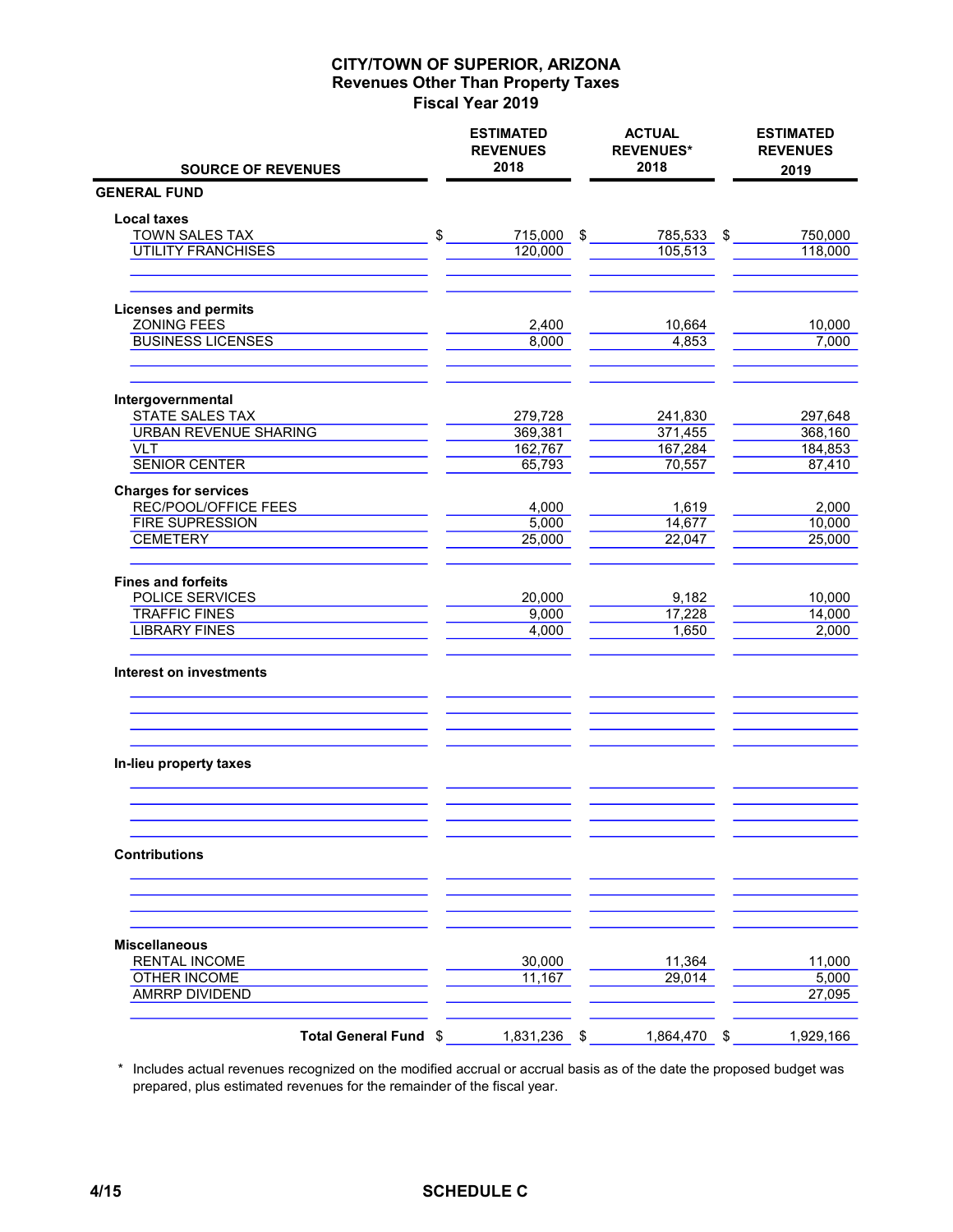# CITY/TOWN OF SUPERIOR, ARIZONA
## Revenues Other Than Property Taxes
## Fiscal Year 2019

| SOURCE OF REVENUES | ESTIMATED REVENUES 2018 | ACTUAL REVENUES* 2018 | ESTIMATED REVENUES 2019 |
|---|---|---|---|
| **GENERAL FUND** | | | |
| **Local taxes** | | | |
| TOWN SALES TAX | $ 715,000 | $ 785,533 | $ 750,000 |
| UTILITY FRANCHISES | 120,000 | 105,513 | 118,000 |
| **Licenses and permits** | | | |
| ZONING FEES | 2,400 | 10,664 | 10,000 |
| BUSINESS LICENSES | 8,000 | 4,853 | 7,000 |
| **Intergovernmental** | | | |
| STATE SALES TAX | 279,728 | 241,830 | 297,648 |
| URBAN REVENUE SHARING | 369,381 | 371,455 | 368,160 |
| VLT | 162,767 | 167,284 | 184,853 |
| SENIOR CENTER | 65,793 | 70,557 | 87,410 |
| **Charges for services** | | | |
| REC/POOL/OFFICE FEES | 4,000 | 1,619 | 2,000 |
| FIRE SUPRESSION | 5,000 | 14,677 | 10,000 |
| CEMETERY | 25,000 | 22,047 | 25,000 |
| **Fines and forfeits** | | | |
| POLICE SERVICES | 20,000 | 9,182 | 10,000 |
| TRAFFIC FINES | 9,000 | 17,228 | 14,000 |
| LIBRARY FINES | 4,000 | 1,650 | 2,000 |
| **Interest on investments** | | | |
| **In-lieu property taxes** | | | |
| **Contributions** | | | |
| **Miscellaneous** | | | |
| RENTAL INCOME | 30,000 | 11,364 | 11,000 |
| OTHER INCOME | 11,167 | 29,014 | 5,000 |
| AMRRP DIVIDEND | | | 27,095 |
| **Total General Fund** | $ 1,831,236 | $ 1,864,470 | $ 1,929,166 |

\* Includes actual revenues recognized on the modified accrual or accrual basis as of the date the proposed budget was prepared, plus estimated revenues for the remainder of the fiscal year.

SCHEDULE C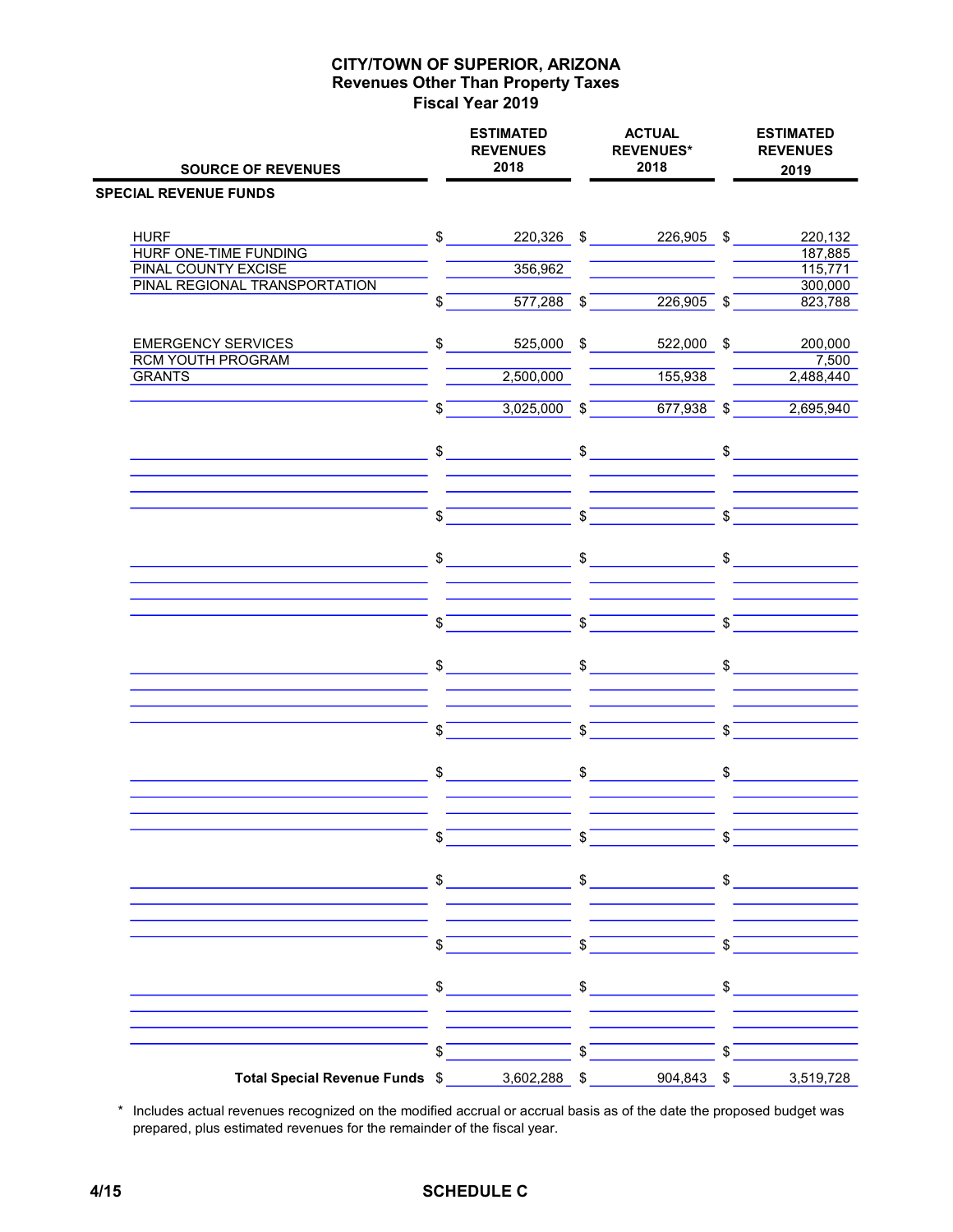# CITY/TOWN OF SUPERIOR, ARIZONA
## Revenues Other Than Property Taxes
### Fiscal Year 2019

| SOURCE OF REVENUES | ESTIMATED REVENUES 2018 | ACTUAL REVENUES* 2018 | ESTIMATED REVENUES 2019 |
|---|---|---|---|
| **SPECIAL REVENUE FUNDS** | | | |
| HURF | $ 220,326 | $ 226,905 | $ 220,132 |
| HURF ONE-TIME FUNDING | | | 187,885 |
| PINAL COUNTY EXCISE | 356,962 | | 115,771 |
| PINAL REGIONAL TRANSPORTATION | | | 300,000 |
| | $ 577,288 | $ 226,905 | $ 823,788 |
| EMERGENCY SERVICES | $ 525,000 | $ 522,000 | $ 200,000 |
| RCM YOUTH PROGRAM | | | 7,500 |
| GRANTS | 2,500,000 | 155,938 | 2,488,440 |
| | $ 3,025,000 | $ 677,938 | $ 2,695,940 |
| **Total Special Revenue Funds** | $ 3,602,288 | $ 904,843 | $ 3,519,728 |

\* Includes actual revenues recognized on the modified accrual or accrual basis as of the date the proposed budget was prepared, plus estimated revenues for the remainder of the fiscal year.

SCHEDULE C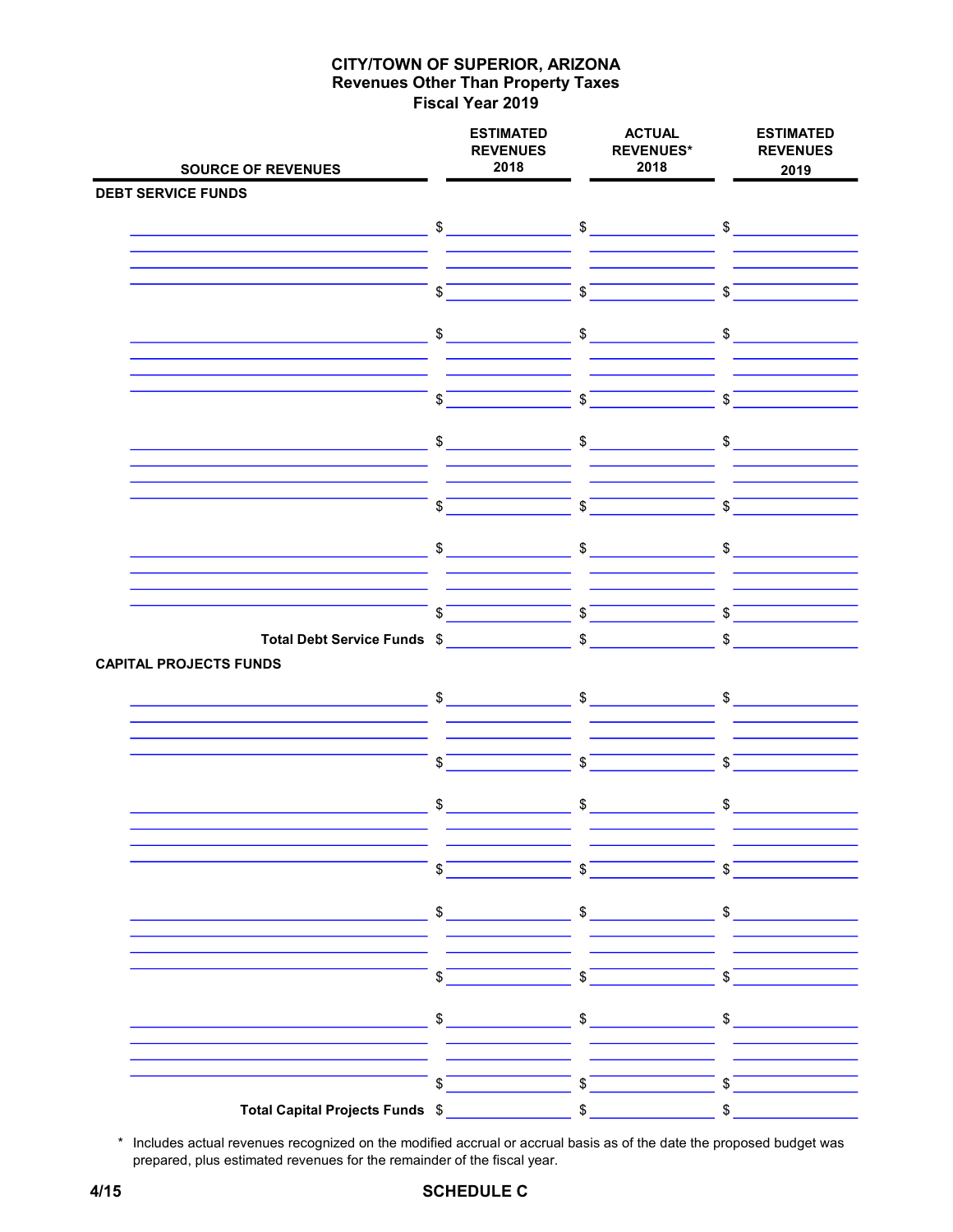# CITY/TOWN OF SUPERIOR, ARIZONA
## Revenues Other Than Property Taxes
### Fiscal Year 2019

| SOURCE OF REVENUES | ESTIMATED REVENUES 2018 | ACTUAL REVENUES* 2018 | ESTIMATED REVENUES 2019 |
|---|---|---|---|
| **DEBT SERVICE FUNDS** | | | |
| | $ | $ | $ |
| | | | |
| | | | |
| | $ | $ | $ |
| | $ | $ | $ |
| | | | |
| | | | |
| | $ | $ | $ |
| | $ | $ | $ |
| | | | |
| | | | |
| | $ | $ | $ |
| | $ | $ | $ |
| | | | |
| | | | |
| | $ | $ | $ |
| **Total Debt Service Funds** | $ | $ | $ |
| **CAPITAL PROJECTS FUNDS** | | | |
| | $ | $ | $ |
| | | | |
| | | | |
| | $ | $ | $ |
| | $ | $ | $ |
| | | | |
| | | | |
| | $ | $ | $ |
| | $ | $ | $ |
| | | | |
| | | | |
| | $ | $ | $ |
| | $ | $ | $ |
| | | | |
| | | | |
| | $ | $ | $ |
| **Total Capital Projects Funds** | $ | $ | $ |

\* Includes actual revenues recognized on the modified accrual or accrual basis as of the date the proposed budget was prepared, plus estimated revenues for the remainder of the fiscal year.

4/15 SCHEDULE C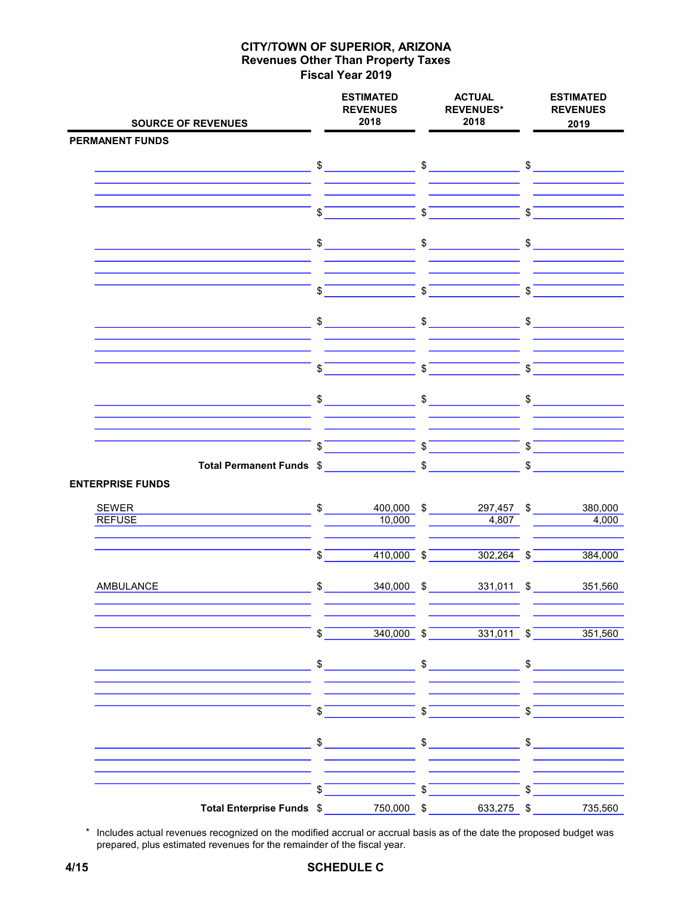# CITY/TOWN OF SUPERIOR, ARIZONA
## Revenues Other Than Property Taxes
### Fiscal Year 2019

| SOURCE OF REVENUES | ESTIMATED REVENUES 2018 | ACTUAL REVENUES* 2018 | ESTIMATED REVENUES 2019 |
|---|---|---|---|
| **PERMANENT FUNDS** | | | |
| | $ | $ | $ |
| | $ | $ | $ |
| | $ | $ | $ |
| | $ | $ | $ |
| | $ | $ | $ |
| | $ | $ | $ |
| | $ | $ | $ |
| | $ | $ | $ |
| **Total Permanent Funds** | $ | $ | $ |
| **ENTERPRISE FUNDS** | | | |
| SEWER | $ 400,000 | $ 297,457 | $ 380,000 |
| REFUSE | 10,000 | 4,807 | 4,000 |
| | $ 410,000 | $ 302,264 | $ 384,000 |
| AMBULANCE | $ 340,000 | $ 331,011 | $ 351,560 |
| | $ 340,000 | $ 331,011 | $ 351,560 |
| | $ | $ | $ |
| | $ | $ | $ |
| | $ | $ | $ |
| | $ | $ | $ |
| **Total Enterprise Funds** | $ 750,000 | $ 633,275 | $ 735,560 |

\* Includes actual revenues recognized on the modified accrual or accrual basis as of the date the proposed budget was prepared, plus estimated revenues for the remainder of the fiscal year.

SCHEDULE C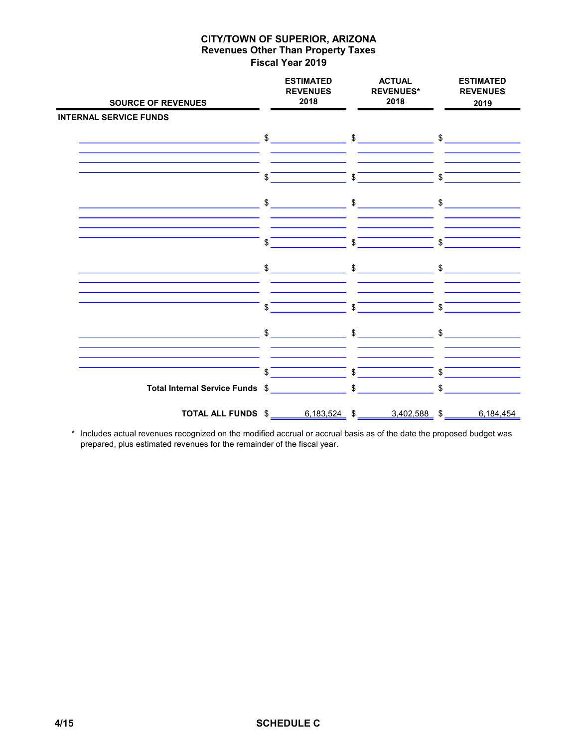# CITY/TOWN OF SUPERIOR, ARIZONA
## Revenues Other Than Property Taxes
## Fiscal Year 2019

| SOURCE OF REVENUES | ESTIMATED REVENUES 2018 | ACTUAL REVENUES* 2018 | ESTIMATED REVENUES 2019 |
|---|---|---|---|
| **INTERNAL SERVICE FUNDS** | | | |
| | $ | $ | $ |
| | | | |
| | | | |
| | | | |
| | $ | $ | $ |
| | $ | $ | $ |
| | | | |
| | | | |
| | | | |
| | $ | $ | $ |
| | $ | $ | $ |
| | | | |
| | | | |
| | | | |
| | $ | $ | $ |
| | $ | $ | $ |
| | | | |
| | | | |
| | | | |
| | $ | $ | $ |
| **Total Internal Service Funds** | $ | $ | $ |
| **TOTAL ALL FUNDS** | $ 6,183,524 | $ 3,402,588 | $ 6,184,454 |

\* Includes actual revenues recognized on the modified accrual or accrual basis as of the date the proposed budget was prepared, plus estimated revenues for the remainder of the fiscal year.

4/15 **SCHEDULE C**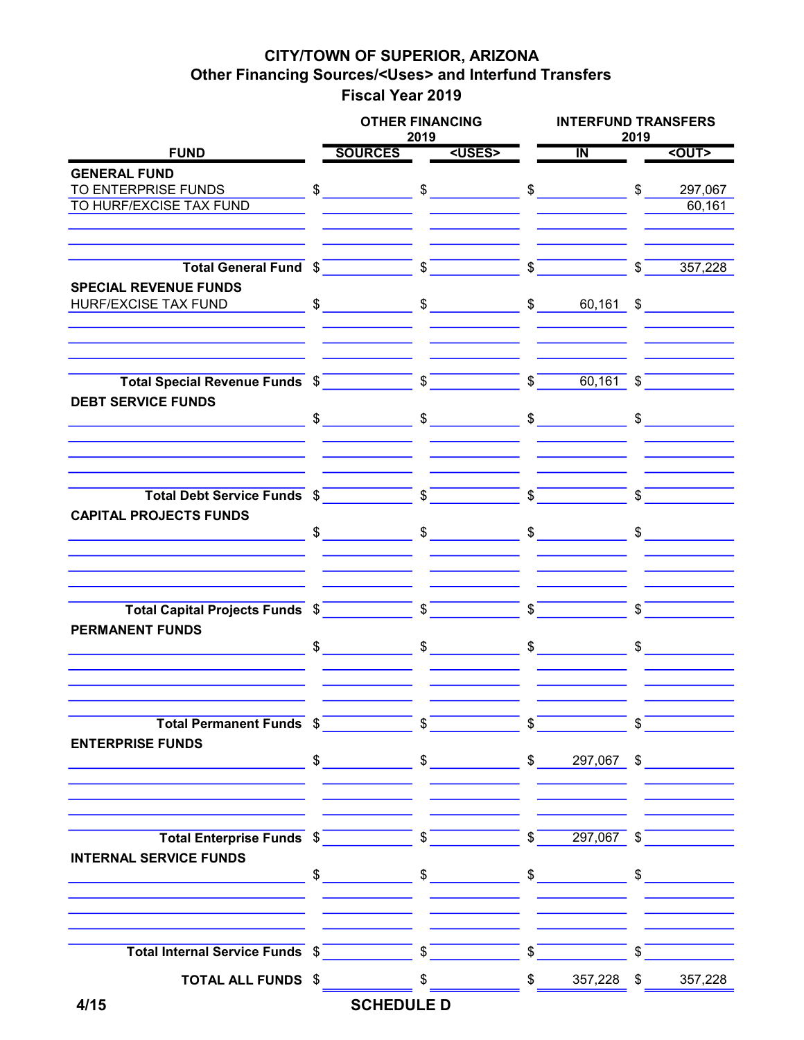# CITY/TOWN OF SUPERIOR, ARIZONA
## Other Financing Sources/<Uses> and Interfund Transfers
## Fiscal Year 2019

| FUND | OTHER FINANCING 2019 | | INTERFUND TRANSFERS 2019 | |
|---|---|---|---|---|
| | SOURCES | <USES> | IN | <OUT> |
| **GENERAL FUND** | | | | |
| TO ENTERPRISE FUNDS | $ | $ | $ | $ 297,067 |
| TO HURF/EXCISE TAX FUND | | | | 60,161 |
| **Total General Fund** | $ | $ | $ | $ 357,228 |
| **SPECIAL REVENUE FUNDS** | | | | |
| HURF/EXCISE TAX FUND | $ | $ | $ 60,161 | $ |
| **Total Special Revenue Funds** | $ | $ | $ 60,161 | $ |
| **DEBT SERVICE FUNDS** | | | | |
| | $ | $ | $ | $ |
| **Total Debt Service Funds** | $ | $ | $ | $ |
| **CAPITAL PROJECTS FUNDS** | | | | |
| | $ | $ | $ | $ |
| **Total Capital Projects Funds** | $ | $ | $ | $ |
| **PERMANENT FUNDS** | | | | |
| | $ | $ | $ | $ |
| **Total Permanent Funds** | $ | $ | $ | $ |
| **ENTERPRISE FUNDS** | | | | |
| | $ | $ | $ 297,067 | $ |
| **Total Enterprise Funds** | $ | $ | $ 297,067 | $ |
| **INTERNAL SERVICE FUNDS** | | | | |
| | $ | $ | $ | $ |
| **Total Internal Service Funds** | $ | $ | $ | $ |
| **TOTAL ALL FUNDS** | $ | $ | $ 357,228 | $ 357,228 |

4/15 **SCHEDULE D**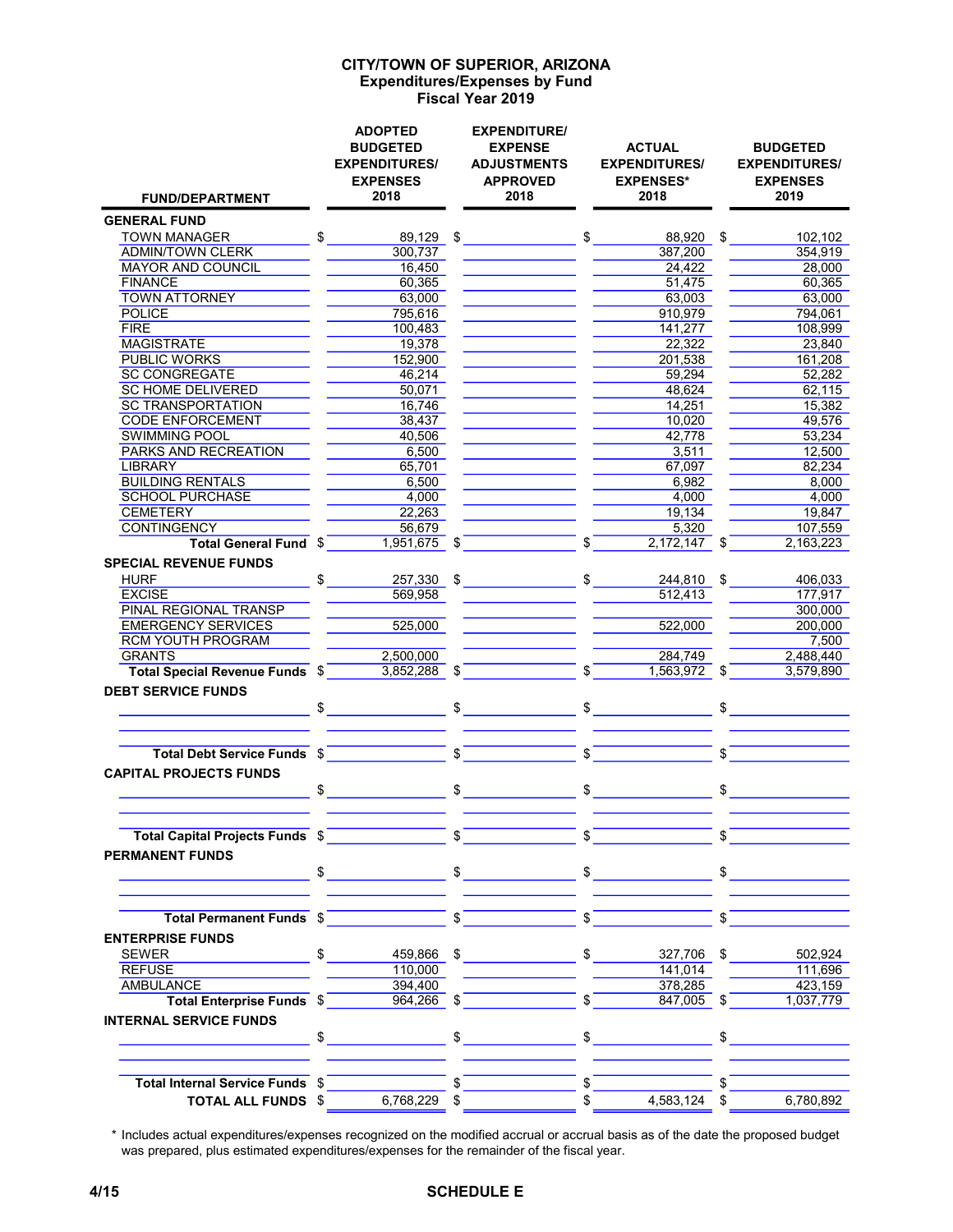# CITY/TOWN OF SUPERIOR, ARIZONA
## Expenditures/Expenses by Fund
### Fiscal Year 2019

| FUND/DEPARTMENT | ADOPTED BUDGETED EXPENDITURES/ EXPENSES 2018 | EXPENDITURE/ EXPENSE ADJUSTMENTS APPROVED 2018 | ACTUAL EXPENDITURES/ EXPENSES* 2018 | BUDGETED EXPENDITURES/ EXPENSES 2019 |
|---|---|---|---|---|
| **GENERAL FUND** | | | | |
| TOWN MANAGER | $ 89,129 | $ | $ 88,920 | $ 102,102 |
| ADMIN/TOWN CLERK | 300,737 | | 387,200 | 354,919 |
| MAYOR AND COUNCIL | 16,450 | | 24,422 | 28,000 |
| FINANCE | 60,365 | | 51,475 | 60,365 |
| TOWN ATTORNEY | 63,000 | | 63,003 | 63,000 |
| POLICE | 795,616 | | 910,979 | 794,061 |
| FIRE | 100,483 | | 141,277 | 108,999 |
| MAGISTRATE | 19,378 | | 22,322 | 23,840 |
| PUBLIC WORKS | 152,900 | | 201,538 | 161,208 |
| SC CONGREGATE | 46,214 | | 59,294 | 52,282 |
| SC HOME DELIVERED | 50,071 | | 48,624 | 62,115 |
| SC TRANSPORTATION | 16,746 | | 14,251 | 15,382 |
| CODE ENFORCEMENT | 38,437 | | 10,020 | 49,576 |
| SWIMMING POOL | 40,506 | | 42,778 | 53,234 |
| PARKS AND RECREATION | 6,500 | | 3,511 | 12,500 |
| LIBRARY | 65,701 | | 67,097 | 82,234 |
| BUILDING RENTALS | 6,500 | | 6,982 | 8,000 |
| SCHOOL PURCHASE | 4,000 | | 4,000 | 4,000 |
| CEMETERY | 22,263 | | 19,134 | 19,847 |
| CONTINGENCY | 56,679 | | 5,320 | 107,559 |
| **Total General Fund** | $ 1,951,675 | $ | $ 2,172,147 | $ 2,163,223 |
| **SPECIAL REVENUE FUNDS** | | | | |
| HURF | $ 257,330 | $ | $ 244,810 | $ 406,033 |
| EXCISE | 569,958 | | 512,413 | 177,917 |
| PINAL REGIONAL TRANSP | | | | 300,000 |
| EMERGENCY SERVICES | 525,000 | | 522,000 | 200,000 |
| RCM YOUTH PROGRAM | | | | 7,500 |
| GRANTS | 2,500,000 | | 284,749 | 2,488,440 |
| **Total Special Revenue Funds** | $ 3,852,288 | $ | $ 1,563,972 | $ 3,579,890 |
| **DEBT SERVICE FUNDS** | | | | |
| | $ | $ | $ | $ |
| **Total Debt Service Funds** | $ | $ | $ | $ |
| **CAPITAL PROJECTS FUNDS** | | | | |
| | $ | $ | $ | $ |
| **Total Capital Projects Funds** | $ | $ | $ | $ |
| **PERMANENT FUNDS** | | | | |
| | $ | $ | $ | $ |
| **Total Permanent Funds** | $ | $ | $ | $ |
| **ENTERPRISE FUNDS** | | | | |
| SEWER | $ 459,866 | $ | $ 327,706 | $ 502,924 |
| REFUSE | 110,000 | | 141,014 | 111,696 |
| AMBULANCE | 394,400 | | 378,285 | 423,159 |
| **Total Enterprise Funds** | $ 964,266 | $ | $ 847,005 | $ 1,037,779 |
| **INTERNAL SERVICE FUNDS** | | | | |
| | $ | $ | $ | $ |
| **Total Internal Service Funds** | $ | $ | $ | $ |
| **TOTAL ALL FUNDS** | $ 6,768,229 | $ | $ 4,583,124 | $ 6,780,892 |

\* Includes actual expenditures/expenses recognized on the modified accrual or accrual basis as of the date the proposed budget was prepared, plus estimated expenditures/expenses for the remainder of the fiscal year.

**SCHEDULE E**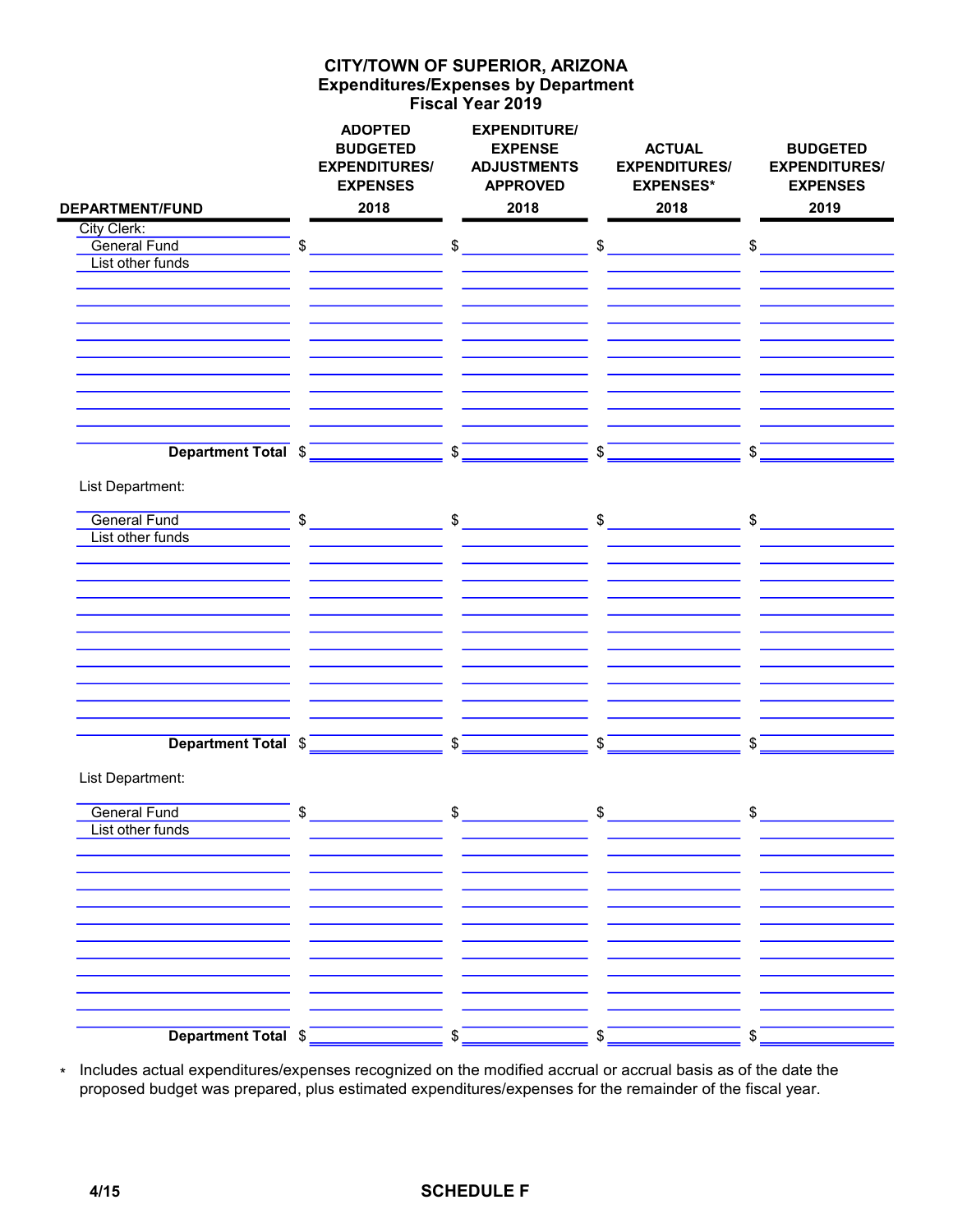# CITY/TOWN OF SUPERIOR, ARIZONA
## Expenditures/Expenses by Department
## Fiscal Year 2019

| DEPARTMENT/FUND | ADOPTED BUDGETED EXPENDITURES/ EXPENSES 2018 | EXPENDITURE/ EXPENSE ADJUSTMENTS APPROVED 2018 | ACTUAL EXPENDITURES/ EXPENSES* 2018 | BUDGETED EXPENDITURES/ EXPENSES 2019 |
|---|---|---|---|---|
| City Clerk: | | | | |
| General Fund | $ | $ | $ | $ |
| List other funds | | | | |
| | | | | |
| | | | | |
| | | | | |
| | | | | |
| | | | | |
| | | | | |
| | | | | |
| | | | | |
| | | | | |
| **Department Total** | $ | $ | $ | $ |
| List Department: | | | | |
| General Fund | $ | $ | $ | $ |
| List other funds | | | | |
| | | | | |
| | | | | |
| | | | | |
| | | | | |
| | | | | |
| | | | | |
| | | | | |
| | | | | |
| | | | | |
| | | | | |
| **Department Total** | $ | $ | $ | $ |
| List Department: | | | | |
| General Fund | $ | $ | $ | $ |
| List other funds | | | | |
| | | | | |
| | | | | |
| | | | | |
| | | | | |
| | | | | |
| | | | | |
| | | | | |
| | | | | |
| | | | | |
| | | | | |
| **Department Total** | $ | $ | $ | $ |

\* Includes actual expenditures/expenses recognized on the modified accrual or accrual basis as of the date the proposed budget was prepared, plus estimated expenditures/expenses for the remainder of the fiscal year.

4/15 SCHEDULE F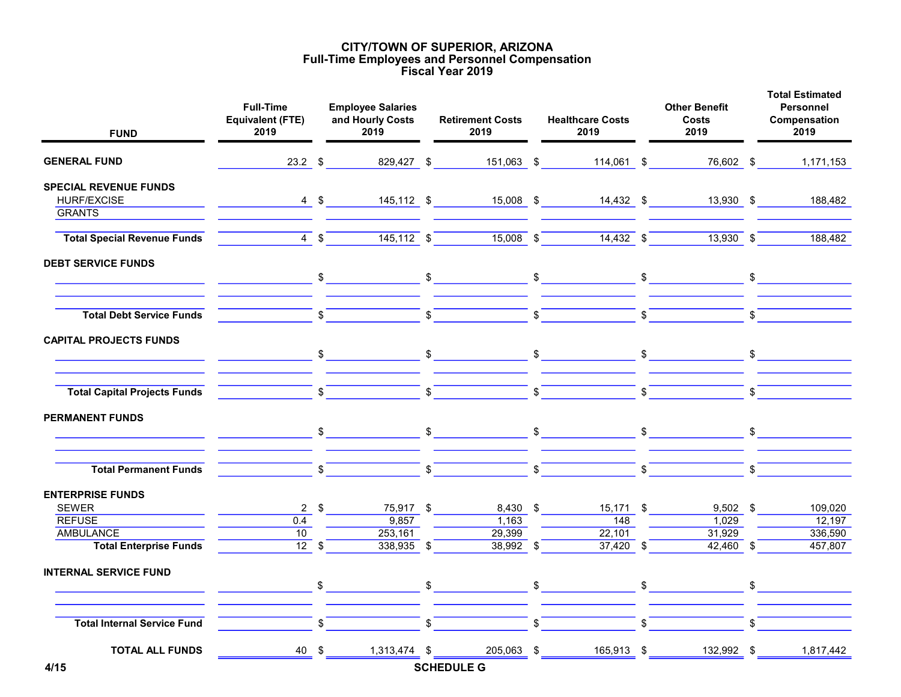# CITY/TOWN OF SUPERIOR, ARIZONA
## Full-Time Employees and Personnel Compensation
## Fiscal Year 2019

| FUND | Full-Time Equivalent (FTE) 2019 | Employee Salaries and Hourly Costs 2019 | Retirement Costs 2019 | Healthcare Costs 2019 | Other Benefit Costs 2019 | Total Estimated Personnel Compensation 2019 |
|---|---|---|---|---|---|---|
| **GENERAL FUND** | 23.2 | $ 829,427 | $ 151,063 | $ 114,061 | $ 76,602 | $ 1,171,153 |
| **SPECIAL REVENUE FUNDS** | | | | | | |
| HURF/EXCISE | 4 | $ 145,112 | $ 15,008 | $ 14,432 | $ 13,930 | $ 188,482 |
| GRANTS | | | | | | |
| **Total Special Revenue Funds** | 4 | $ 145,112 | $ 15,008 | $ 14,432 | $ 13,930 | $ 188,482 |
| **DEBT SERVICE FUNDS** | | | | | | |
| | | $ | $ | $ | $ | $ |
| **Total Debt Service Funds** | | $ | $ | $ | $ | $ |
| **CAPITAL PROJECTS FUNDS** | | | | | | |
| | | $ | $ | $ | $ | $ |
| **Total Capital Projects Funds** | | $ | $ | $ | $ | $ |
| **PERMANENT FUNDS** | | | | | | |
| | | $ | $ | $ | $ | $ |
| **Total Permanent Funds** | | $ | $ | $ | $ | $ |
| **ENTERPRISE FUNDS** | | | | | | |
| SEWER | 2 | $ 75,917 | $ 8,430 | $ 15,171 | $ 9,502 | $ 109,020 |
| REFUSE | 0.4 | 9,857 | 1,163 | 148 | 1,029 | 12,197 |
| AMBULANCE | 10 | 253,161 | 29,399 | 22,101 | 31,929 | 336,590 |
| **Total Enterprise Funds** | 12 | $ 338,935 | $ 38,992 | $ 37,420 | $ 42,460 | $ 457,807 |
| **INTERNAL SERVICE FUND** | | | | | | |
| | | $ | $ | $ | $ | $ |
| **Total Internal Service Fund** | | $ | $ | $ | $ | $ |
| **TOTAL ALL FUNDS** | 40 | $ 1,313,474 | $ 205,063 | $ 165,913 | $ 132,992 | $ 1,817,442 |

4/15

**SCHEDULE G**